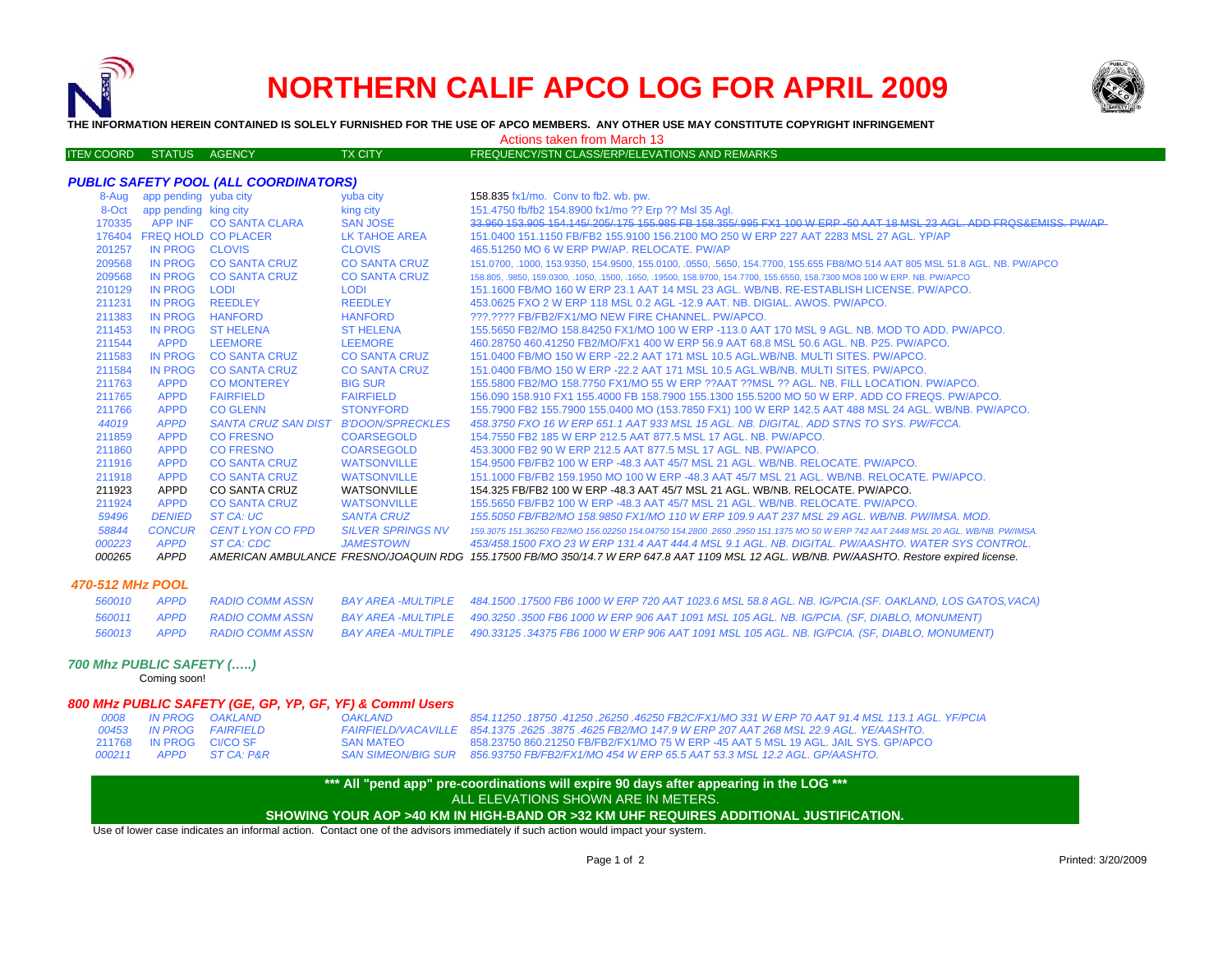# NORTHERN CALIF APCO LOG FOR APRIL 2009

**THE INFORMATION HEREIN CONTAINED IS SOLELY FURNISHED FOR THE USE OF APCO MEMBERS. ANY OTHER USE MAY CONSTITUTE COPYRIGHT INFRINGEMENT**

Actions taken from March 13

| ITEM COORD | STATUS | AGENCY | TX CITY | FREQUENCY/STN CLASS/ERP/ELEVATIONS AND REMARKS |
|---|---|---|---|---|
| ***PUBLIC SAFETY POOL (ALL COORDINATORS)*** | | | | |
| 8-Aug | app pending | yuba city | yuba city | 158.835 fx1/mo. Conv to fb2. wb. pw. |
| 8-Oct | app pending | king city | king city | 151.4750 fb/fb2 154.8900 fx1/mo ?? Erp ?? Msl 35 Agl. |
| 170335 | APP INF | CO SANTA CLARA | SAN JOSE | ~~33.960 153.905 154.145/.205/.175 155.985 FB 158.355/.995 FX1 100 W ERP -50 AAT 18 MSL 23 AGL. ADD FRQS&EMISS. PW/AP~~ |
| 176404 | FREQ HOLD | CO PLACER | LK TAHOE AREA | 151.0400 151.1150 FB/FB2 155.9100 156.2100 MO 250 W ERP 227 AAT 2283 MSL 27 AGL. YP/AP |
| 201257 | IN PROG | CLOVIS | CLOVIS | 465.51250 MO 6 W ERP PW/AP. RELOCATE. PW/AP |
| 209568 | IN PROG | CO SANTA CRUZ | CO SANTA CRUZ | 151.0700, .1000, 153.9350, 154.9500, 155.0100, .0550, .5650, 154.7700, 155.655 FB8/MO 514 AAT 805 MSL 51.8 AGL. NB. PW/APCO |
| 209568 | IN PROG | CO SANTA CRUZ | CO SANTA CRUZ | 158.805, .9850, 159.0300, .1050, .1500, .1650, .19500, 158.9700, 154.7700, 155.6550, 158.7300 MO8 100 W ERP. NB. PW/APCO |
| 210129 | IN PROG | LODI | LODI | 151.1600 FB/MO 160 W ERP 23.1 AAT 14 MSL 23 AGL. WB/NB. RE-ESTABLISH LICENSE. PW/APCO. |
| 211231 | IN PROG | REEDLEY | REEDLEY | 453.0625 FXO 2 W ERP 118 MSL 0.2 AGL -12.9 AAT. NB. DIGIAL. AWOS. PW/APCO. |
| 211383 | IN PROG | HANFORD | HANFORD | ???.???? FB/FB2/FX1/MO NEW FIRE CHANNEL. PW/APCO. |
| 211453 | IN PROG | ST HELENA | ST HELENA | 155.5650 FB2/MO 158.84250 FX1/MO 100 W ERP -113.0 AAT 170 MSL 9 AGL. NB. MOD TO ADD. PW/APCO. |
| 211544 | APPD | LEEMORE | LEEMORE | 460.28750 460.41250 FB2/MO/FX1 400 W ERP 56.9 AAT 68.8 MSL 50.6 AGL. NB. P25. PW/APCO. |
| 211583 | IN PROG | CO SANTA CRUZ | CO SANTA CRUZ | 151.0400 FB/MO 150 W ERP -22.2 AAT 171 MSL 10.5 AGL.WB/NB. MULTI SITES. PW/APCO. |
| 211584 | IN PROG | CO SANTA CRUZ | CO SANTA CRUZ | 151.0400 FB/MO 150 W ERP -22.2 AAT 171 MSL 10.5 AGL.WB/NB. MULTI SITES. PW/APCO. |
| 211763 | APPD | CO MONTEREY | BIG SUR | 155.5800 FB2/MO 158.7750 FX1/MO 55 W ERP ??AAT ??MSL ?? AGL. NB. FILL LOCATION. PW/APCO. |
| 211765 | APPD | FAIRFIELD | FAIRFIELD | 156.090 158.910 FX1 155.4000 FB 158.7900 155.1300 155.5200 MO 50 W ERP. ADD CO FREQS. PW/APCO. |
| 211766 | APPD | CO GLENN | STONYFORD | 155.7900 FB2 155.7900 155.0400 MO (153.7850 FX1) 100 W ERP 142.5 AAT 488 MSL 24 AGL. WB/NB. PW/APCO. |
| *44019* | *APPD* | *SANTA CRUZ SAN DIST* | *B'DOON/SPRECKLES* | *458.3750 FXO 16 W ERP 651.1 AAT 933 MSL 15 AGL. NB. DIGITAL. ADD STNS TO SYS. PW/FCCA.* |
| 211859 | APPD | CO FRESNO | COARSEGOLD | 154.7550 FB2 185 W ERP 212.5 AAT 877.5 MSL 17 AGL. NB. PW/APCO. |
| 211860 | APPD | CO FRESNO | COARSEGOLD | 453.3000 FB2 90 W ERP 212.5 AAT 877.5 MSL 17 AGL. NB. PW/APCO. |
| 211916 | APPD | CO SANTA CRUZ | WATSONVILLE | 154.9500 FB/FB2 100 W ERP -48.3 AAT 45/7 MSL 21 AGL. WB/NB. RELOCATE. PW/APCO. |
| 211918 | APPD | CO SANTA CRUZ | WATSONVILLE | 151.1000 FB/FB2 159.1950 MO 100 W ERP -48.3 AAT 45/7 MSL 21 AGL. WB/NB. RELOCATE. PW/APCO. |
| 211923 | APPD | CO SANTA CRUZ | WATSONVILLE | 154.325 FB/FB2 100 W ERP -48.3 AAT 45/7 MSL 21 AGL. WB/NB. RELOCATE. PW/APCO. |
| 211924 | APPD | CO SANTA CRUZ | WATSONVILLE | 155.5650 FB/FB2 100 W ERP -48.3 AAT 45/7 MSL 21 AGL. WB/NB. RELOCATE. PW/APCO. |
| *59496* | *DENIED* | *ST CA: UC* | *SANTA CRUZ* | *155.5050 FB/FB2/MO 158.9850 FX1/MO 110 W ERP 109.9 AAT 237 MSL 29 AGL. WB/NB. PW/IMSA. MOD.* |
| *58844* | *CONCUR* | *CENT LYON CO FPD* | *SILVER SPRINGS NV* | *159.3075 151.36250 FB2/MO 156.02250 154.04750 154.2800 .2650 .2950 151.1375 MO 50 W ERP 742 AAT 2448 MSL 20 AGL. WB/NB. PW/IMSA.* |
| *000223* | *APPD* | *ST CA: CDC* | *JAMESTOWN* | *453/458.1500 FXO 23 W ERP 131.4 AAT 444.4 MSL 9.1 AGL. NB. DIGITAL. PW/AASHTO. WATER SYS CONTROL.* |
| *000265* | *APPD* | *AMERICAN AMBULANCE* | *FRESNO/JOAQUIN RDG* | *155.17500 FB/MO 350/14.7 W ERP 647.8 AAT 1109 MSL 12 AGL. WB/NB. PW/AASHTO. Restore expired license.* |
| ***470-512 MHz POOL*** | | | | |
| *560010* | *APPD* | *RADIO COMM ASSN* | *BAY AREA -MULTIPLE* | *484.1500 .17500 FB6 1000 W ERP 720 AAT 1023.6 MSL 58.8 AGL. NB. IG/PCIA.(SF. OAKLAND, LOS GATOS,VACA)* |
| *560011* | *APPD* | *RADIO COMM ASSN* | *BAY AREA -MULTIPLE* | *490.3250 .3500 FB6 1000 W ERP 906 AAT 1091 MSL 105 AGL. NB. IG/PCIA. (SF, DIABLO, MONUMENT)* |
| *560013* | *APPD* | *RADIO COMM ASSN* | *BAY AREA -MULTIPLE* | *490.33125 .34375 FB6 1000 W ERP 906 AAT 1091 MSL 105 AGL. NB. IG/PCIA. (SF, DIABLO, MONUMENT)* |
| ***700 Mhz PUBLIC SAFETY (…..)*** | | | | |
| Coming soon! | | | | |
| ***800 MHz PUBLIC SAFETY (GE, GP, YP, GF, YF) & Comml Users*** | | | | |
| *0008* | *IN PROG* | *OAKLAND* | *OAKLAND* | *854.11250 .18750 .41250 .26250 .46250 FB2C/FX1/MO 331 W ERP 70 AAT 91.4 MSL 113.1 AGL. YF/PCIA* |
| *00453* | *IN PROG* | *FAIRFIELD* | *FAIRFIELD/VACAVILLE* | *854.1375 .2625 .3875 .4625 FB2/MO 147.9 W ERP 207 AAT 268 MSL 22.9 AGL. YE/AASHTO.* |
| 211768 | IN PROG | CI/CO SF | SAN MATEO | 858.23750 860.21250 FB/FB2/FX1/MO 75 W ERP -45 AAT 5 MSL 19 AGL. JAIL SYS. GP/APCO |
| *000211* | *APPD* | *ST CA: P&R* | *SAN SIMEON/BIG SUR* | *856.93750 FB/FB2/FX1/MO 454 W ERP 65.5 AAT 53.3 MSL 12.2 AGL. GP/AASHTO.* |

**\*\*\* All "pend app" pre-coordinations will expire 90 days after appearing in the LOG \*\*\***

ALL ELEVATIONS SHOWN ARE IN METERS.

**SHOWING YOUR AOP >40 KM IN HIGH-BAND OR >32 KM UHF REQUIRES ADDITIONAL JUSTIFICATION.**

Use of lower case indicates an informal action. Contact one of the advisors immediately if such action would impact your system.

Printed: 3/20/2009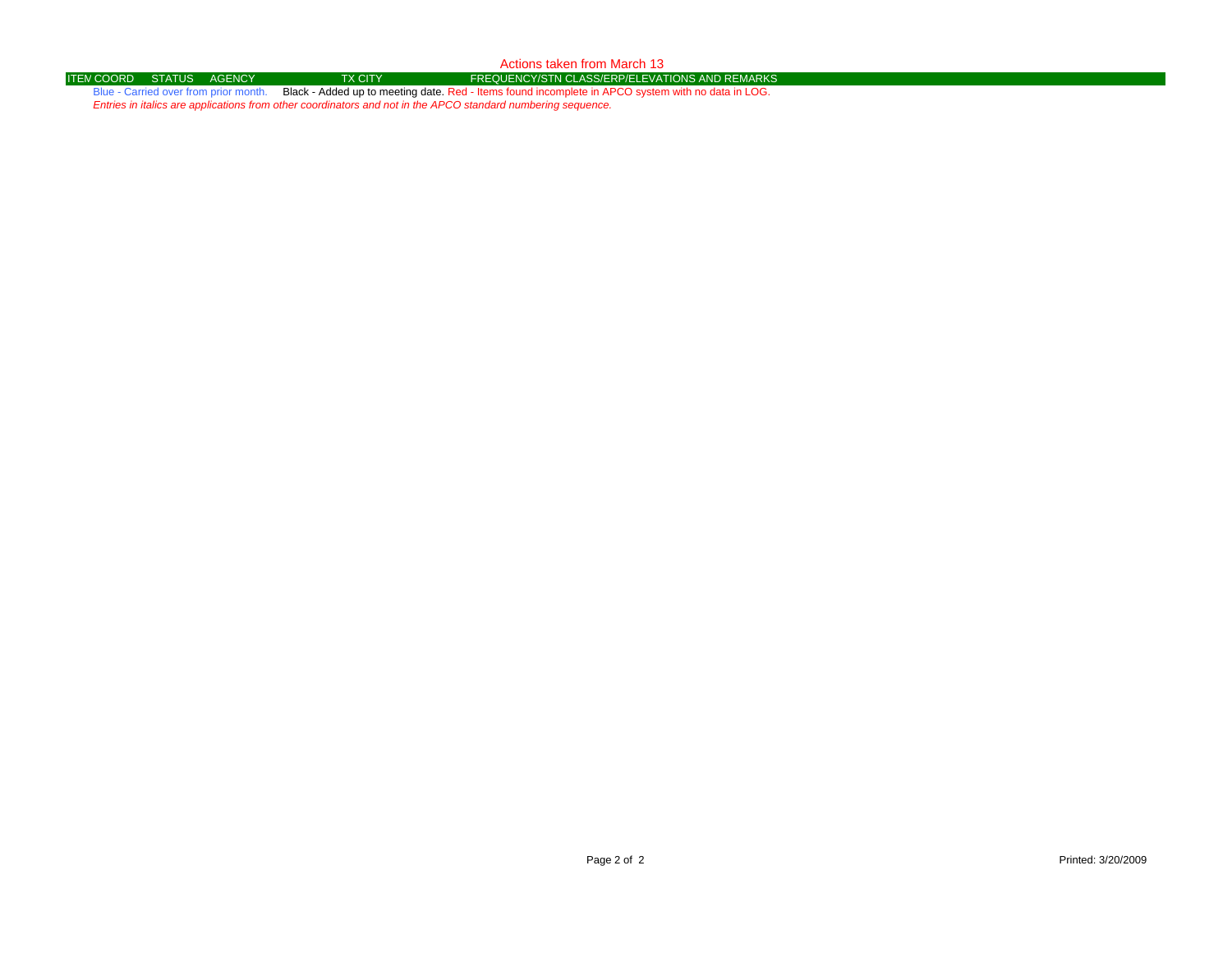Actions taken from March 13

| ITEM | COORD | STATUS | AGENCY | TX CITY | FREQUENCY/STN CLASS/ERP/ELEVATIONS AND REMARKS |
|---|---|---|---|---|---|

Blue - Carried over from prior month. Black - Added up to meeting date. Red - Items found incomplete in APCO system with no data in LOG.

*Entries in italics are applications from other coordinators and not in the APCO standard numbering sequence.*

Printed: 3/20/2009